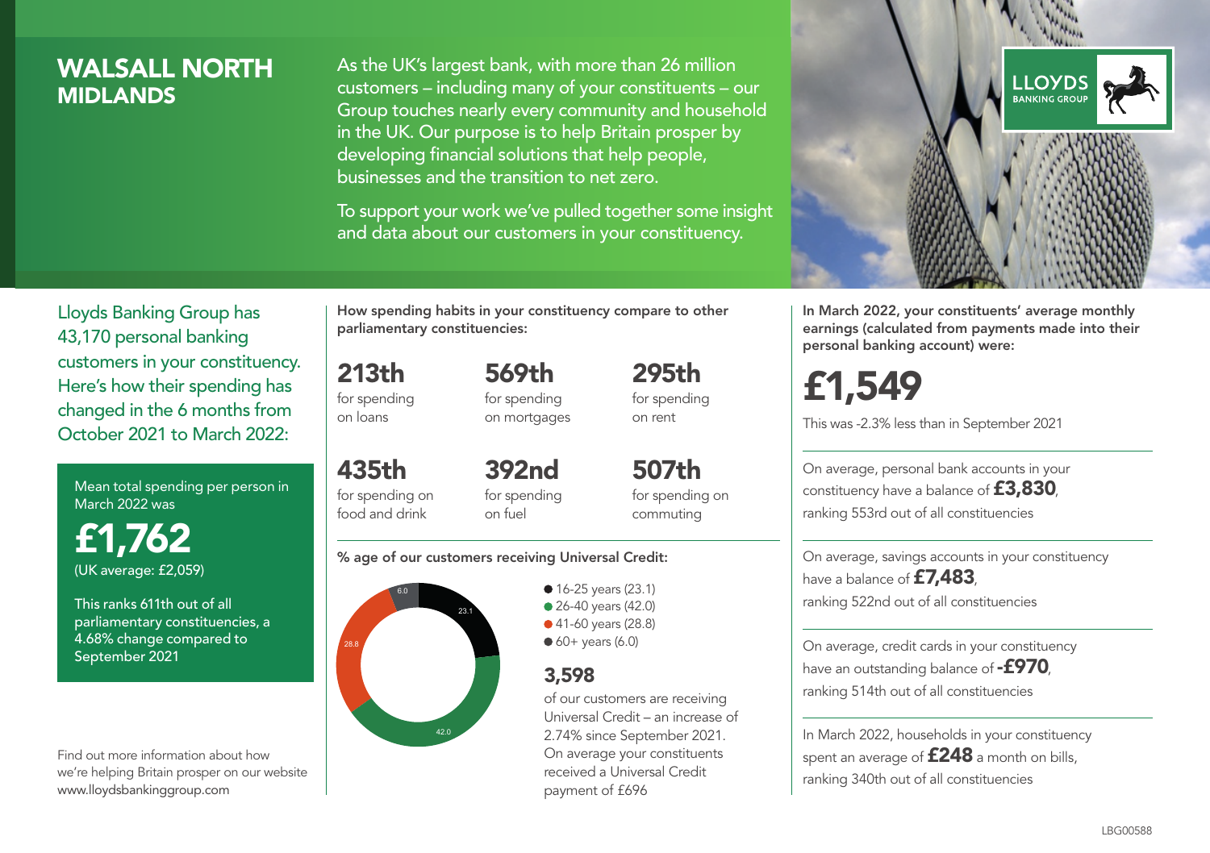# WALSALL NORTH
## MIDLANDS

As the UK's largest bank, with more than 26 million customers – including many of your constituents – our Group touches nearly every community and household in the UK. Our purpose is to help Britain prosper by developing financial solutions that help people, businesses and the transition to net zero.

To support your work we've pulled together some insight and data about our customers in your constituency.

LLOYDS BANKING GROUP

Lloyds Banking Group has 43,170 personal banking customers in your constituency. Here's how their spending has changed in the 6 months from October 2021 to March 2022:

Mean total spending per person in March 2022 was

**£1,762**
(UK average: £2,059)

This ranks 611th out of all parliamentary constituencies, a 4.68% change compared to September 2021

Find out more information about how we're helping Britain prosper on our website www.lloydsbankinggroup.com

How spending habits in your constituency compare to other parliamentary constituencies:

**213th** for spending on loans

**569th** for spending on mortgages

**295th** for spending on rent

**435th** for spending on food and drink

**392nd** for spending on fuel

**507th** for spending on commuting

% age of our customers receiving Universal Credit:

- 16-25 years (23.1)
- 26-40 years (42.0)
- 41-60 years (28.8)
- 60+ years (6.0)

**3,598** of our customers are receiving Universal Credit – an increase of 2.74% since September 2021. On average your constituents received a Universal Credit payment of £696

In March 2022, your constituents' average monthly earnings (calculated from payments made into their personal banking account) were:

**£1,549**

This was -2.3% less than in September 2021

On average, personal bank accounts in your constituency have a balance of **£3,830**, ranking 553rd out of all constituencies

On average, savings accounts in your constituency have a balance of **£7,483**, ranking 522nd out of all constituencies

On average, credit cards in your constituency have an outstanding balance of **-£970**, ranking 514th out of all constituencies

In March 2022, households in your constituency spent an average of **£248** a month on bills, ranking 340th out of all constituencies

LBG00588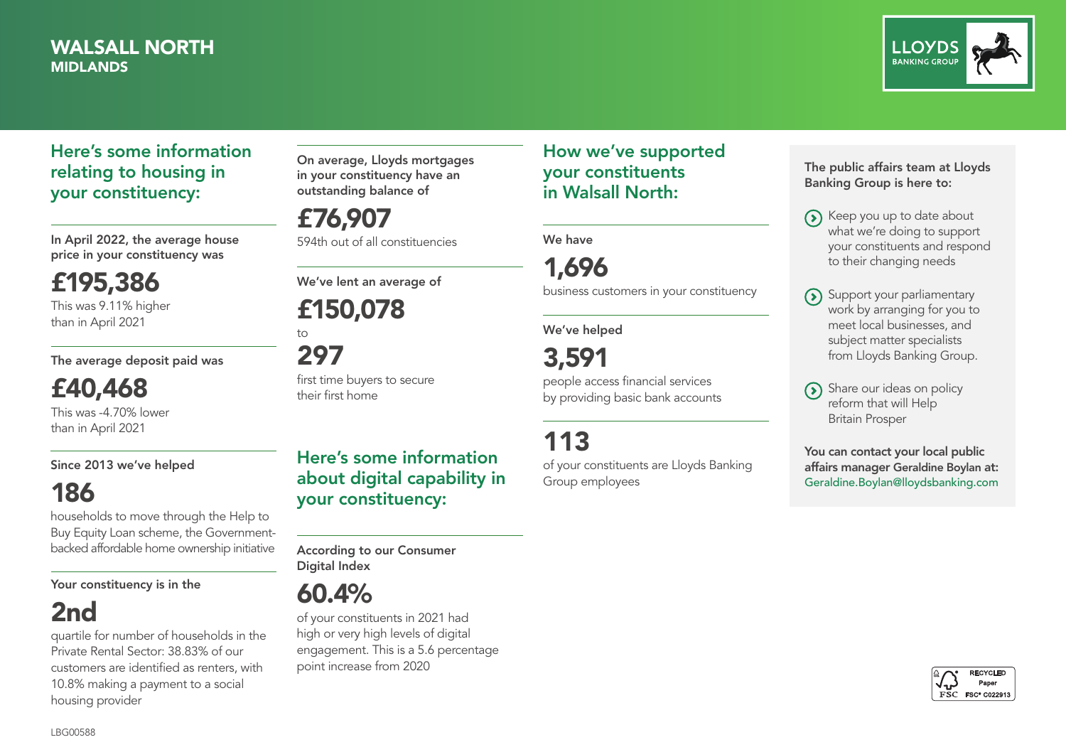# WALSALL NORTH
## MIDLANDS

## Here's some information relating to housing in your constituency:

In April 2022, the average house price in your constituency was

**£195,386**

This was 9.11% higher than in April 2021

The average deposit paid was

**£40,468**

This was -4.70% lower than in April 2021

Since 2013 we've helped

**186**

households to move through the Help to Buy Equity Loan scheme, the Government-backed affordable home ownership initiative

Your constituency is in the

**2nd**

quartile for number of households in the Private Rental Sector: 38.83% of our customers are identified as renters, with 10.8% making a payment to a social housing provider

On average, Lloyds mortgages in your constituency have an outstanding balance of

**£76,907**

594th out of all constituencies

We've lent an average of

**£150,078**

to

**297**

first time buyers to secure their first home

## Here's some information about digital capability in your constituency:

According to our Consumer Digital Index

**60.4%**

of your constituents in 2021 had high or very high levels of digital engagement. This is a 5.6 percentage point increase from 2020

## How we've supported your constituents in Walsall North:

We have

**1,696**

business customers in your constituency

We've helped

**3,591**

people access financial services by providing basic bank accounts

**113**

of your constituents are Lloyds Banking Group employees

The public affairs team at Lloyds Banking Group is here to:

- Keep you up to date about what we're doing to support your constituents and respond to their changing needs
- Support your parliamentary work by arranging for you to meet local businesses, and subject matter specialists from Lloyds Banking Group.
- Share our ideas on policy reform that will Help Britain Prosper

You can contact your local public affairs manager Geraldine Boylan at: Geraldine.Boylan@lloydsbanking.com

LBG00588